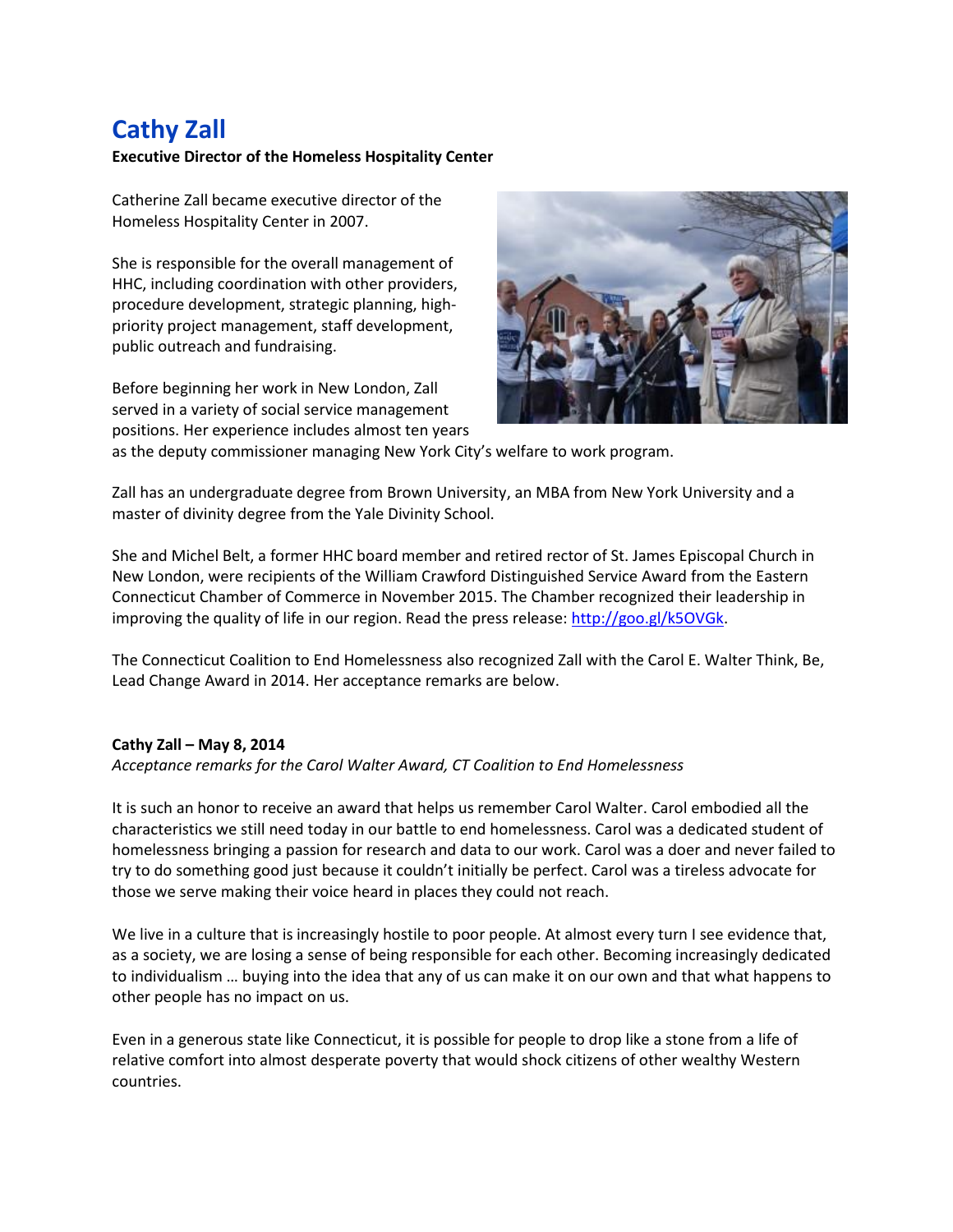# Cathy Zall

**Executive Director of the Homeless Hospitality Center**

Catherine Zall became executive director of the Homeless Hospitality Center in 2007.

She is responsible for the overall management of HHC, including coordination with other providers, procedure development, strategic planning, high-priority project management, staff development, public outreach and fundraising.

Before beginning her work in New London, Zall served in a variety of social service management positions. Her experience includes almost ten years as the deputy commissioner managing New York City's welfare to work program.

Zall has an undergraduate degree from Brown University, an MBA from New York University and a master of divinity degree from the Yale Divinity School.

She and Michel Belt, a former HHC board member and retired rector of St. James Episcopal Church in New London, were recipients of the William Crawford Distinguished Service Award from the Eastern Connecticut Chamber of Commerce in November 2015. The Chamber recognized their leadership in improving the quality of life in our region. Read the press release: http://goo.gl/k5OVGk.

The Connecticut Coalition to End Homelessness also recognized Zall with the Carol E. Walter Think, Be, Lead Change Award in 2014. Her acceptance remarks are below.

**Cathy Zall – May 8, 2014**

*Acceptance remarks for the Carol Walter Award, CT Coalition to End Homelessness*

It is such an honor to receive an award that helps us remember Carol Walter. Carol embodied all the characteristics we still need today in our battle to end homelessness. Carol was a dedicated student of homelessness bringing a passion for research and data to our work. Carol was a doer and never failed to try to do something good just because it couldn't initially be perfect. Carol was a tireless advocate for those we serve making their voice heard in places they could not reach.

We live in a culture that is increasingly hostile to poor people. At almost every turn I see evidence that, as a society, we are losing a sense of being responsible for each other. Becoming increasingly dedicated to individualism … buying into the idea that any of us can make it on our own and that what happens to other people has no impact on us.

Even in a generous state like Connecticut, it is possible for people to drop like a stone from a life of relative comfort into almost desperate poverty that would shock citizens of other wealthy Western countries.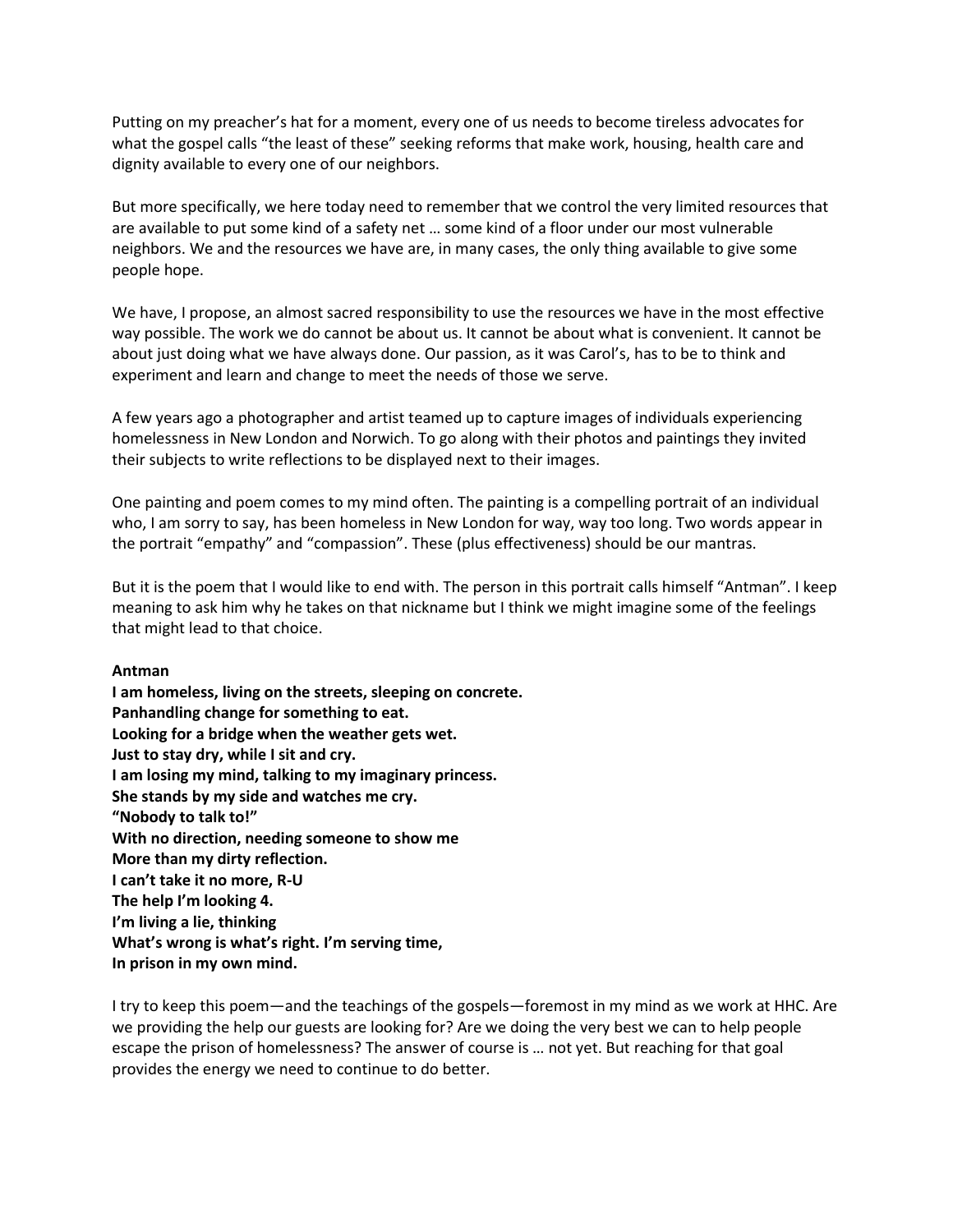Putting on my preacher's hat for a moment, every one of us needs to become tireless advocates for what the gospel calls "the least of these" seeking reforms that make work, housing, health care and dignity available to every one of our neighbors.

But more specifically, we here today need to remember that we control the very limited resources that are available to put some kind of a safety net … some kind of a floor under our most vulnerable neighbors. We and the resources we have are, in many cases, the only thing available to give some people hope.

We have, I propose, an almost sacred responsibility to use the resources we have in the most effective way possible. The work we do cannot be about us. It cannot be about what is convenient. It cannot be about just doing what we have always done. Our passion, as it was Carol's, has to be to think and experiment and learn and change to meet the needs of those we serve.

A few years ago a photographer and artist teamed up to capture images of individuals experiencing homelessness in New London and Norwich. To go along with their photos and paintings they invited their subjects to write reflections to be displayed next to their images.

One painting and poem comes to my mind often. The painting is a compelling portrait of an individual who, I am sorry to say, has been homeless in New London for way, way too long. Two words appear in the portrait "empathy" and "compassion". These (plus effectiveness) should be our mantras.

But it is the poem that I would like to end with. The person in this portrait calls himself "Antman". I keep meaning to ask him why he takes on that nickname but I think we might imagine some of the feelings that might lead to that choice.

**Antman**
**I am homeless, living on the streets, sleeping on concrete.**
**Panhandling change for something to eat.**
**Looking for a bridge when the weather gets wet.**
**Just to stay dry, while I sit and cry.**
**I am losing my mind, talking to my imaginary princess.**
**She stands by my side and watches me cry.**
**"Nobody to talk to!"**
**With no direction, needing someone to show me**
**More than my dirty reflection.**
**I can't take it no more, R-U**
**The help I'm looking 4.**
**I'm living a lie, thinking**
**What's wrong is what's right. I'm serving time,**
**In prison in my own mind.**

I try to keep this poem—and the teachings of the gospels—foremost in my mind as we work at HHC. Are we providing the help our guests are looking for? Are we doing the very best we can to help people escape the prison of homelessness? The answer of course is … not yet. But reaching for that goal provides the energy we need to continue to do better.